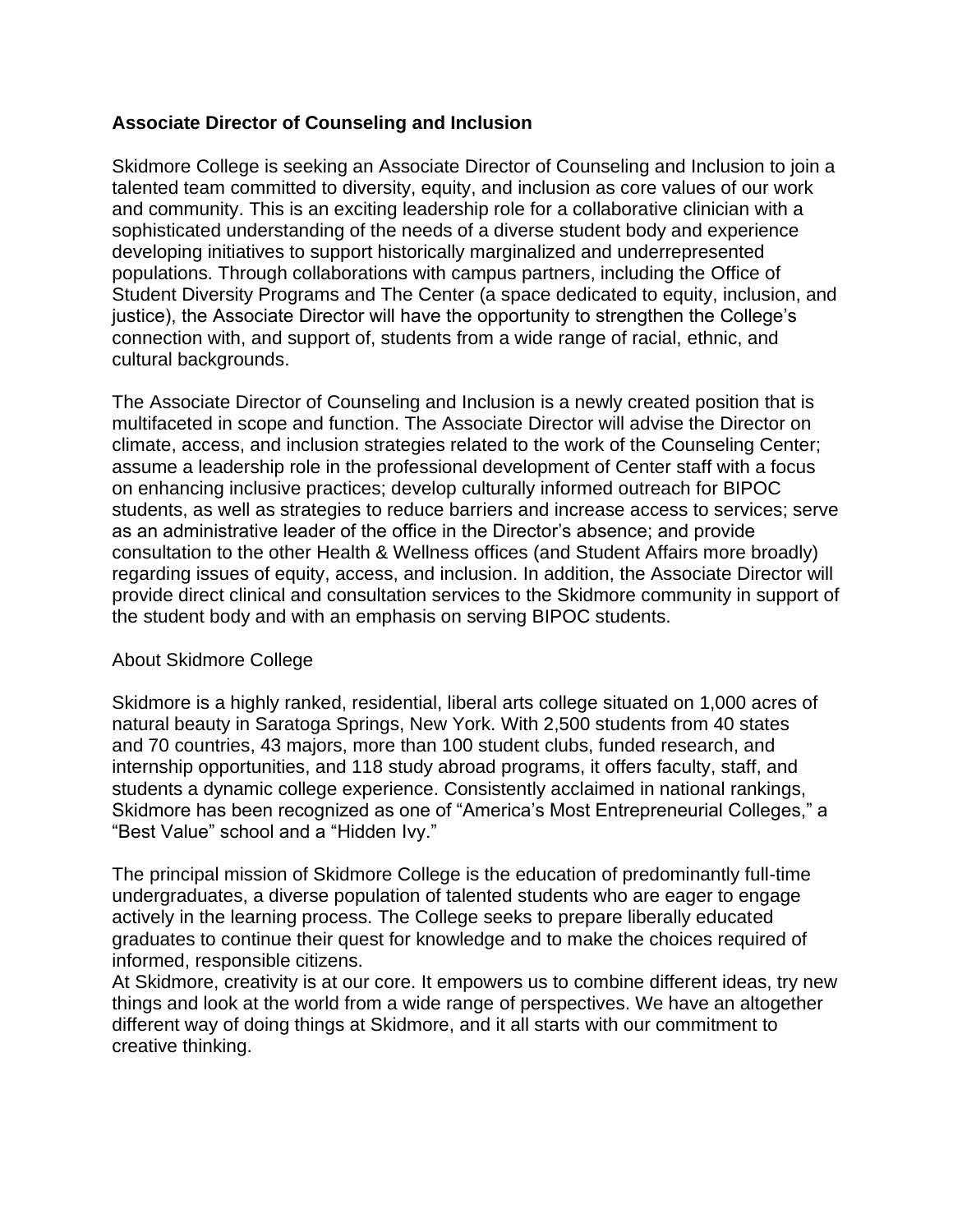**Associate Director of Counseling and Inclusion**

Skidmore College is seeking an Associate Director of Counseling and Inclusion to join a talented team committed to diversity, equity, and inclusion as core values of our work and community. This is an exciting leadership role for a collaborative clinician with a sophisticated understanding of the needs of a diverse student body and experience developing initiatives to support historically marginalized and underrepresented populations. Through collaborations with campus partners, including the Office of Student Diversity Programs and The Center (a space dedicated to equity, inclusion, and justice), the Associate Director will have the opportunity to strengthen the College's connection with, and support of, students from a wide range of racial, ethnic, and cultural backgrounds.

The Associate Director of Counseling and Inclusion is a newly created position that is multifaceted in scope and function. The Associate Director will advise the Director on climate, access, and inclusion strategies related to the work of the Counseling Center; assume a leadership role in the professional development of Center staff with a focus on enhancing inclusive practices; develop culturally informed outreach for BIPOC students, as well as strategies to reduce barriers and increase access to services; serve as an administrative leader of the office in the Director's absence; and provide consultation to the other Health & Wellness offices (and Student Affairs more broadly) regarding issues of equity, access, and inclusion. In addition, the Associate Director will provide direct clinical and consultation services to the Skidmore community in support of the student body and with an emphasis on serving BIPOC students.

About Skidmore College

Skidmore is a highly ranked, residential, liberal arts college situated on 1,000 acres of natural beauty in Saratoga Springs, New York. With 2,500 students from 40 states and 70 countries, 43 majors, more than 100 student clubs, funded research, and internship opportunities, and 118 study abroad programs, it offers faculty, staff, and students a dynamic college experience. Consistently acclaimed in national rankings, Skidmore has been recognized as one of "America's Most Entrepreneurial Colleges," a "Best Value" school and a "Hidden Ivy."

The principal mission of Skidmore College is the education of predominantly full-time undergraduates, a diverse population of talented students who are eager to engage actively in the learning process. The College seeks to prepare liberally educated graduates to continue their quest for knowledge and to make the choices required of informed, responsible citizens.

At Skidmore, creativity is at our core. It empowers us to combine different ideas, try new things and look at the world from a wide range of perspectives. We have an altogether different way of doing things at Skidmore, and it all starts with our commitment to creative thinking.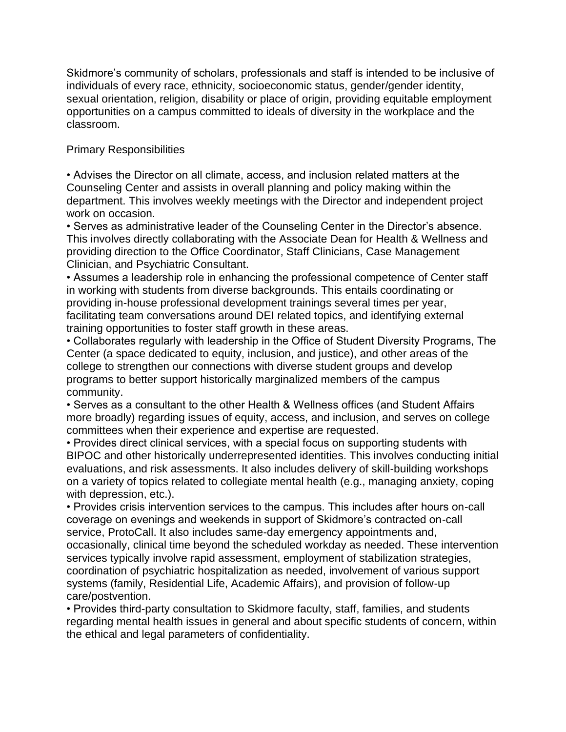Skidmore's community of scholars, professionals and staff is intended to be inclusive of individuals of every race, ethnicity, socioeconomic status, gender/gender identity, sexual orientation, religion, disability or place of origin, providing equitable employment opportunities on a campus committed to ideals of diversity in the workplace and the classroom.

## Primary Responsibilities

- Advises the Director on all climate, access, and inclusion related matters at the Counseling Center and assists in overall planning and policy making within the department. This involves weekly meetings with the Director and independent project work on occasion.
- Serves as administrative leader of the Counseling Center in the Director's absence. This involves directly collaborating with the Associate Dean for Health & Wellness and providing direction to the Office Coordinator, Staff Clinicians, Case Management Clinician, and Psychiatric Consultant.
- Assumes a leadership role in enhancing the professional competence of Center staff in working with students from diverse backgrounds. This entails coordinating or providing in-house professional development trainings several times per year, facilitating team conversations around DEI related topics, and identifying external training opportunities to foster staff growth in these areas.
- Collaborates regularly with leadership in the Office of Student Diversity Programs, The Center (a space dedicated to equity, inclusion, and justice), and other areas of the college to strengthen our connections with diverse student groups and develop programs to better support historically marginalized members of the campus community.
- Serves as a consultant to the other Health & Wellness offices (and Student Affairs more broadly) regarding issues of equity, access, and inclusion, and serves on college committees when their experience and expertise are requested.
- Provides direct clinical services, with a special focus on supporting students with BIPOC and other historically underrepresented identities. This involves conducting initial evaluations, and risk assessments. It also includes delivery of skill-building workshops on a variety of topics related to collegiate mental health (e.g., managing anxiety, coping with depression, etc.).
- Provides crisis intervention services to the campus. This includes after hours on-call coverage on evenings and weekends in support of Skidmore's contracted on-call service, ProtoCall. It also includes same-day emergency appointments and, occasionally, clinical time beyond the scheduled workday as needed. These intervention services typically involve rapid assessment, employment of stabilization strategies, coordination of psychiatric hospitalization as needed, involvement of various support systems (family, Residential Life, Academic Affairs), and provision of follow-up care/postvention.
- Provides third-party consultation to Skidmore faculty, staff, families, and students regarding mental health issues in general and about specific students of concern, within the ethical and legal parameters of confidentiality.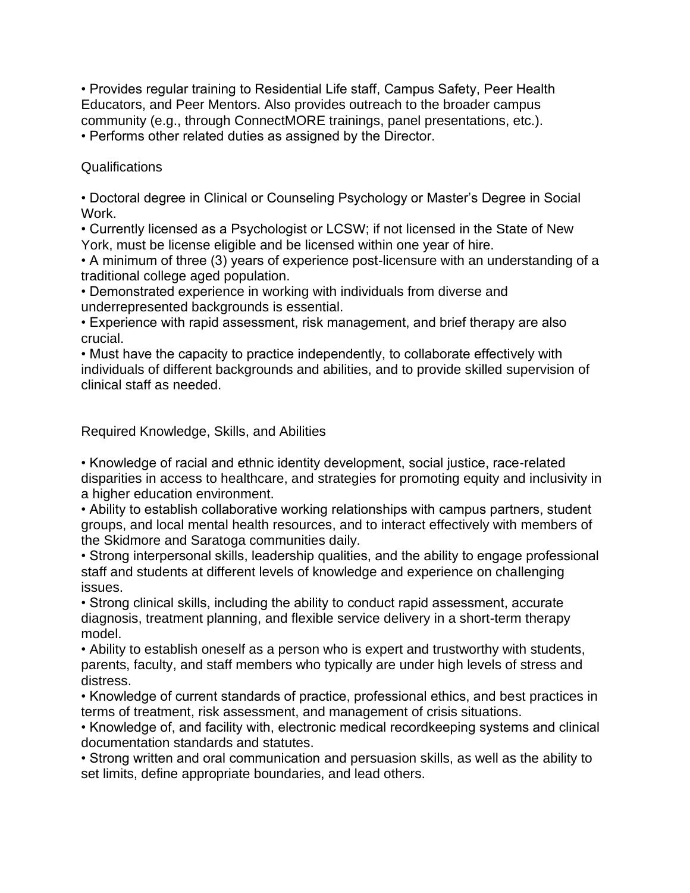- Provides regular training to Residential Life staff, Campus Safety, Peer Health Educators, and Peer Mentors. Also provides outreach to the broader campus community (e.g., through ConnectMORE trainings, panel presentations, etc.).
- Performs other related duties as assigned by the Director.

## Qualifications

- Doctoral degree in Clinical or Counseling Psychology or Master's Degree in Social Work.
- Currently licensed as a Psychologist or LCSW; if not licensed in the State of New York, must be license eligible and be licensed within one year of hire.
- A minimum of three (3) years of experience post-licensure with an understanding of a traditional college aged population.
- Demonstrated experience in working with individuals from diverse and underrepresented backgrounds is essential.
- Experience with rapid assessment, risk management, and brief therapy are also crucial.
- Must have the capacity to practice independently, to collaborate effectively with individuals of different backgrounds and abilities, and to provide skilled supervision of clinical staff as needed.

## Required Knowledge, Skills, and Abilities

- Knowledge of racial and ethnic identity development, social justice, race-related disparities in access to healthcare, and strategies for promoting equity and inclusivity in a higher education environment.
- Ability to establish collaborative working relationships with campus partners, student groups, and local mental health resources, and to interact effectively with members of the Skidmore and Saratoga communities daily.
- Strong interpersonal skills, leadership qualities, and the ability to engage professional staff and students at different levels of knowledge and experience on challenging issues.
- Strong clinical skills, including the ability to conduct rapid assessment, accurate diagnosis, treatment planning, and flexible service delivery in a short-term therapy model.
- Ability to establish oneself as a person who is expert and trustworthy with students, parents, faculty, and staff members who typically are under high levels of stress and distress.
- Knowledge of current standards of practice, professional ethics, and best practices in terms of treatment, risk assessment, and management of crisis situations.
- Knowledge of, and facility with, electronic medical recordkeeping systems and clinical documentation standards and statutes.
- Strong written and oral communication and persuasion skills, as well as the ability to set limits, define appropriate boundaries, and lead others.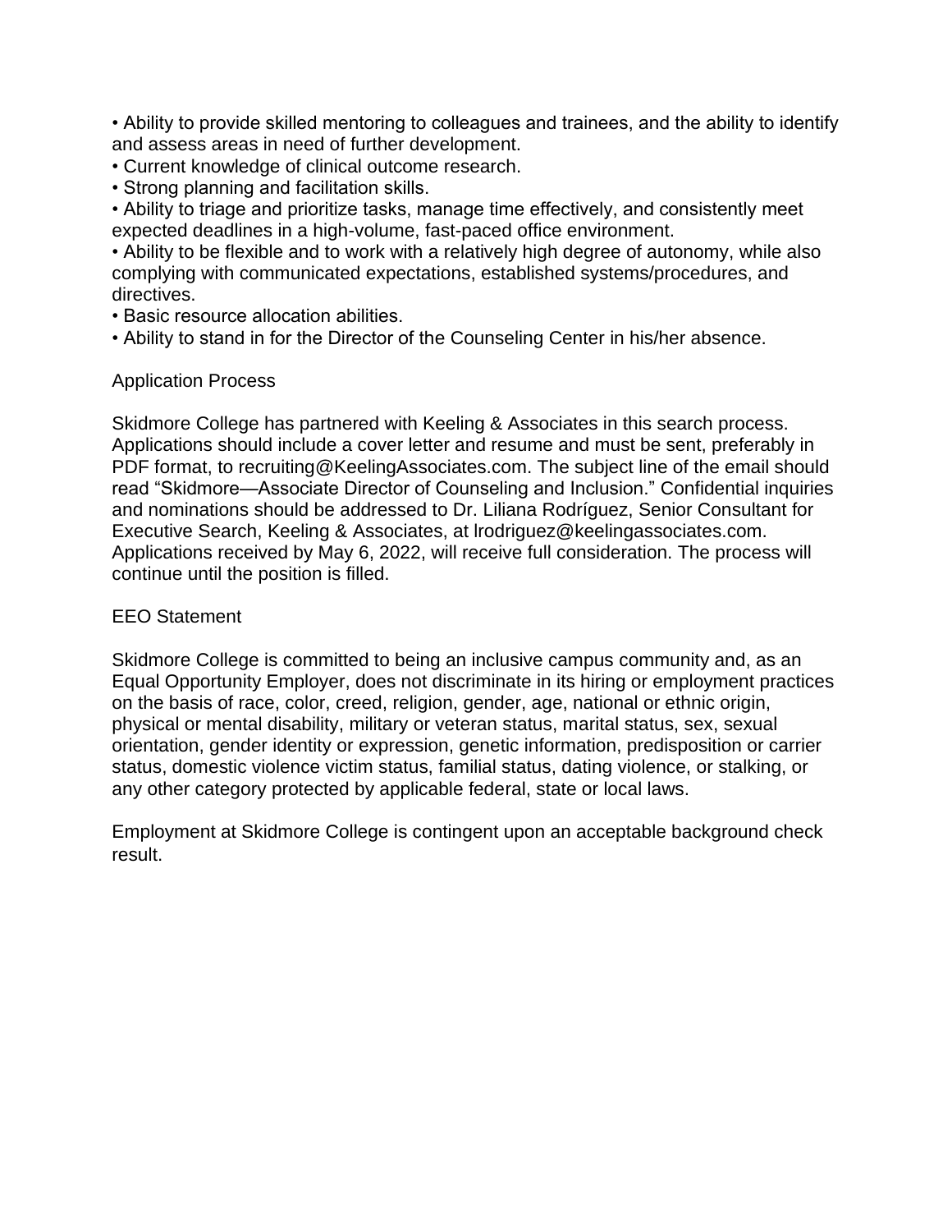- Ability to provide skilled mentoring to colleagues and trainees, and the ability to identify and assess areas in need of further development.
- Current knowledge of clinical outcome research.
- Strong planning and facilitation skills.
- Ability to triage and prioritize tasks, manage time effectively, and consistently meet expected deadlines in a high-volume, fast-paced office environment.
- Ability to be flexible and to work with a relatively high degree of autonomy, while also complying with communicated expectations, established systems/procedures, and directives.
- Basic resource allocation abilities.
- Ability to stand in for the Director of the Counseling Center in his/her absence.

## Application Process

Skidmore College has partnered with Keeling & Associates in this search process. Applications should include a cover letter and resume and must be sent, preferably in PDF format, to recruiting@KeelingAssociates.com. The subject line of the email should read "Skidmore—Associate Director of Counseling and Inclusion." Confidential inquiries and nominations should be addressed to Dr. Liliana Rodríguez, Senior Consultant for Executive Search, Keeling & Associates, at lrodriguez@keelingassociates.com. Applications received by May 6, 2022, will receive full consideration. The process will continue until the position is filled.

## EEO Statement

Skidmore College is committed to being an inclusive campus community and, as an Equal Opportunity Employer, does not discriminate in its hiring or employment practices on the basis of race, color, creed, religion, gender, age, national or ethnic origin, physical or mental disability, military or veteran status, marital status, sex, sexual orientation, gender identity or expression, genetic information, predisposition or carrier status, domestic violence victim status, familial status, dating violence, or stalking, or any other category protected by applicable federal, state or local laws.

Employment at Skidmore College is contingent upon an acceptable background check result.